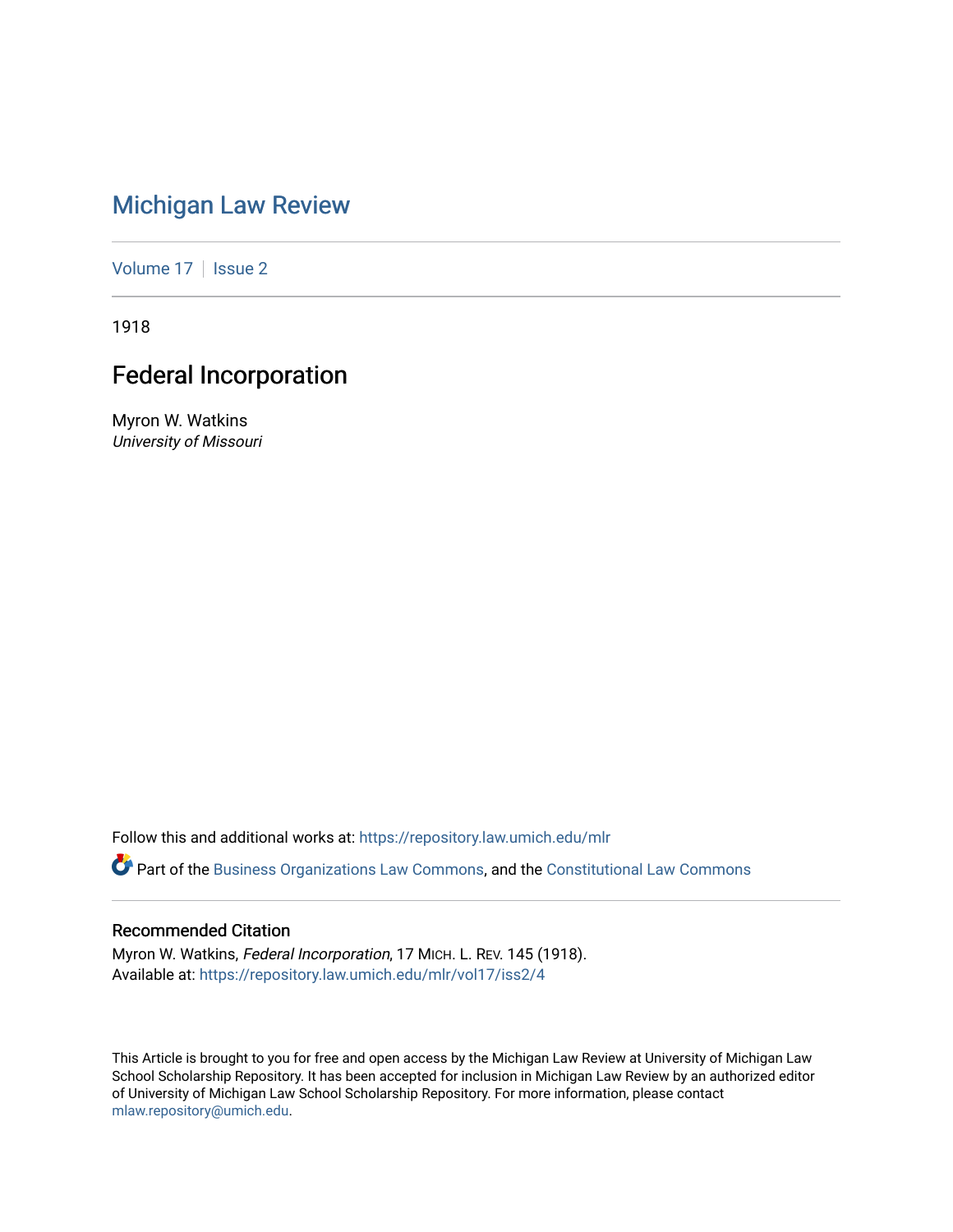# Michigan Law Review

Volume 17 | Issue 2

1918

## Federal Incorporation

Myron W. Watkins
*University of Missouri*

Follow this and additional works at: https://repository.law.umich.edu/mlr

Part of the Business Organizations Law Commons, and the Constitutional Law Commons

### Recommended Citation

Myron W. Watkins, *Federal Incorporation*, 17 MICH. L. REV. 145 (1918).
Available at: https://repository.law.umich.edu/mlr/vol17/iss2/4

This Article is brought to you for free and open access by the Michigan Law Review at University of Michigan Law School Scholarship Repository. It has been accepted for inclusion in Michigan Law Review by an authorized editor of University of Michigan Law School Scholarship Repository. For more information, please contact mlaw.repository@umich.edu.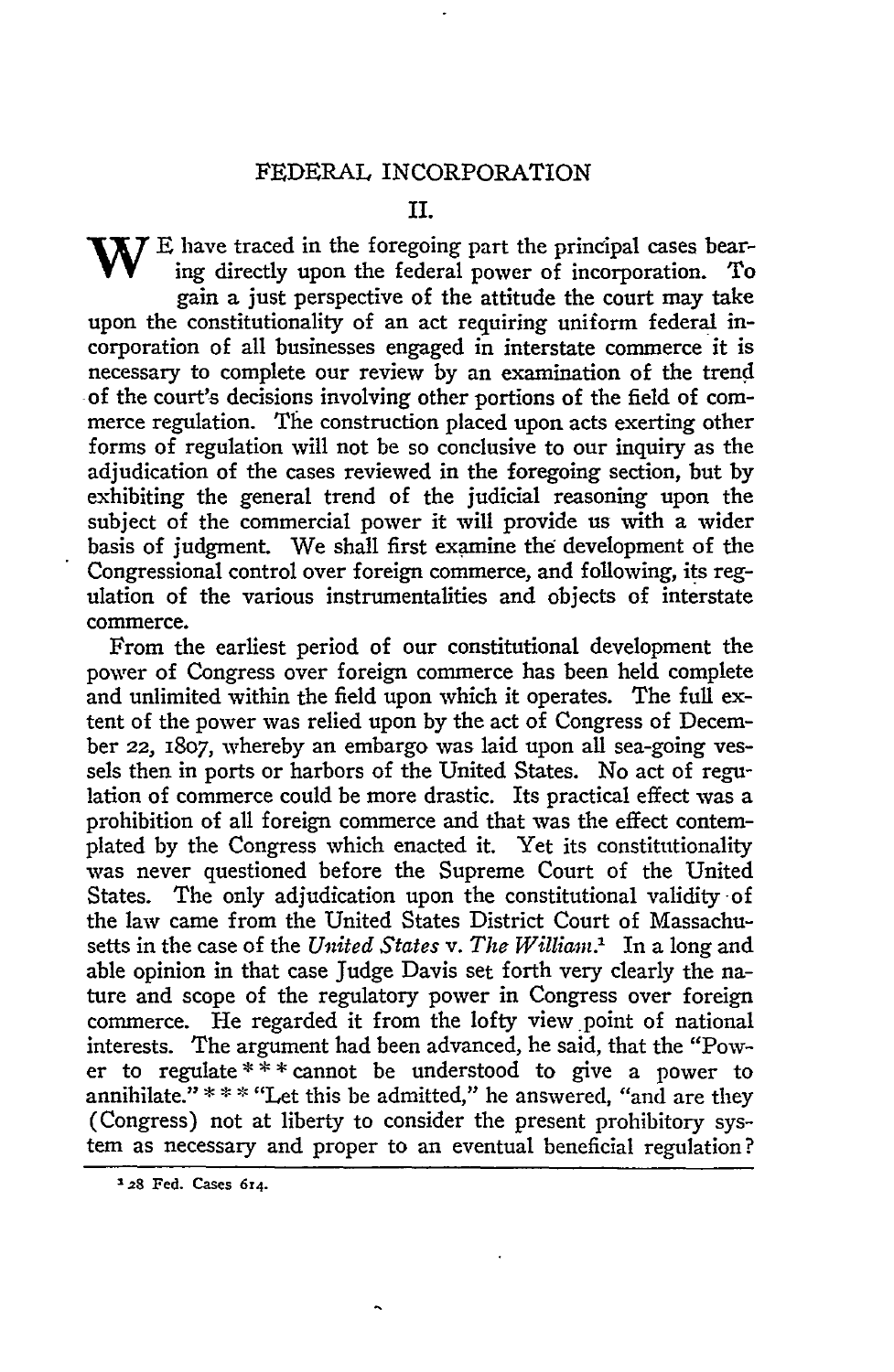# FEDERAL INCORPORATION

## II.

WE have traced in the foregoing part the principal cases bearing directly upon the federal power of incorporation. To gain a just perspective of the attitude the court may take upon the constitutionality of an act requiring uniform federal incorporation of all businesses engaged in interstate commerce it is necessary to complete our review by an examination of the trend of the court's decisions involving other portions of the field of commerce regulation. The construction placed upon acts exerting other forms of regulation will not be so conclusive to our inquiry as the adjudication of the cases reviewed in the foregoing section, but by exhibiting the general trend of the judicial reasoning upon the subject of the commercial power it will provide us with a wider basis of judgment. We shall first examine the development of the Congressional control over foreign commerce, and following, its regulation of the various instrumentalities and objects of interstate commerce.

From the earliest period of our constitutional development the power of Congress over foreign commerce has been held complete and unlimited within the field upon which it operates. The full extent of the power was relied upon by the act of Congress of December 22, 1807, whereby an embargo was laid upon all sea-going vessels then in ports or harbors of the United States. No act of regulation of commerce could be more drastic. Its practical effect was a prohibition of all foreign commerce and that was the effect contemplated by the Congress which enacted it. Yet its constitutionality was never questioned before the Supreme Court of the United States. The only adjudication upon the constitutional validity of the law came from the United States District Court of Massachusetts in the case of the *United States* v. *The William*.[1] In a long and able opinion in that case Judge Davis set forth very clearly the nature and scope of the regulatory power in Congress over foreign commerce. He regarded it from the lofty view point of national interests. The argument had been advanced, he said, that the "Power to regulate * * * cannot be understood to give a power to annihilate." * * * "Let this be admitted," he answered, "and are they (Congress) not at liberty to consider the present prohibitory system as necessary and proper to an eventual beneficial regulation?

[1] 28 Fed. Cases 614.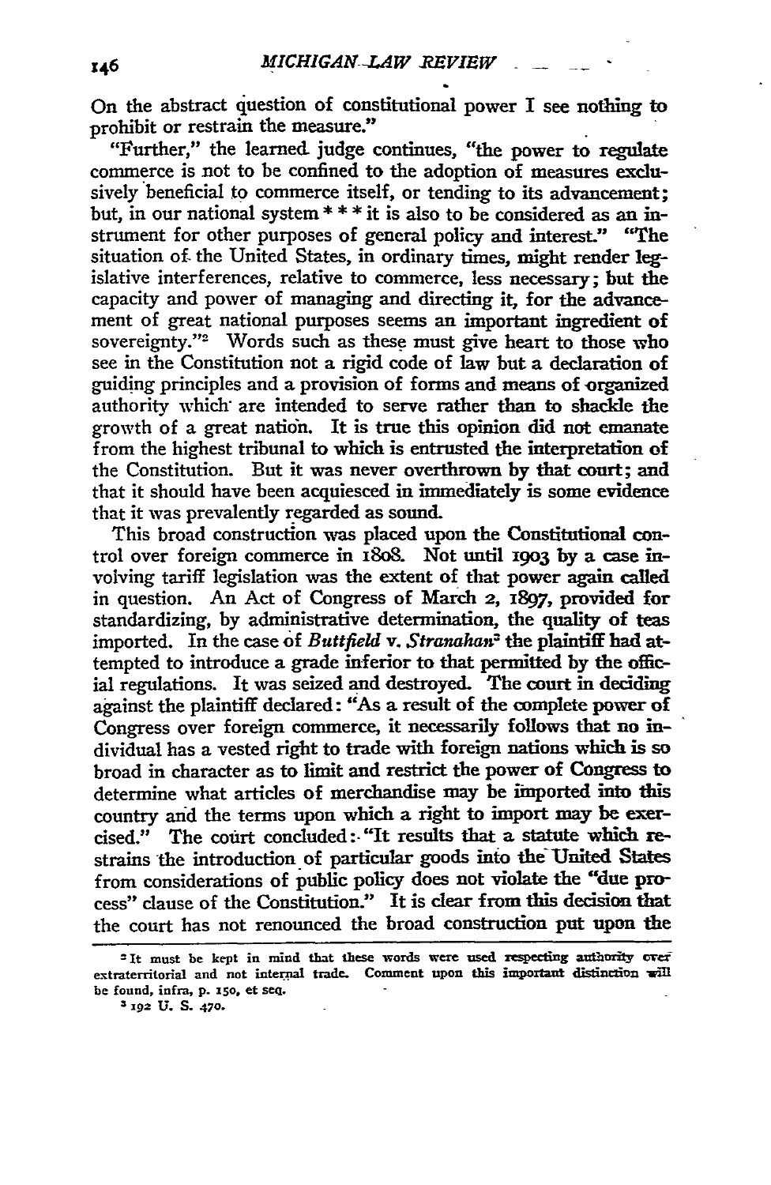On the abstract question of constitutional power I see nothing to prohibit or restrain the measure."

"Further," the learned judge continues, "the power to regulate commerce is not to be confined to the adoption of measures exclusively beneficial to commerce itself, or tending to its advancement; but, in our national system * * * it is also to be considered as an instrument for other purposes of general policy and interest." "The situation of the United States, in ordinary times, might render legislative interferences, relative to commerce, less necessary; but the capacity and power of managing and directing it, for the advancement of great national purposes seems an important ingredient of sovereignty."[2] Words such as these must give heart to those who see in the Constitution not a rigid code of law but a declaration of guiding principles and a provision of forms and means of organized authority which are intended to serve rather than to shackle the growth of a great nation. It is true this opinion did not emanate from the highest tribunal to which is entrusted the interpretation of the Constitution. But it was never overthrown by that court; and that it should have been acquiesced in immediately is some evidence that it was prevalently regarded as sound.

This broad construction was placed upon the Constitutional control over foreign commerce in 1808. Not until 1903 by a case involving tariff legislation was the extent of that power again called in question. An Act of Congress of March 2, 1897, provided for standardizing, by administrative determination, the quality of teas imported. In the case of *Buttfield* v. *Stranahan*[3] the plaintiff had attempted to introduce a grade inferior to that permitted by the official regulations. It was seized and destroyed. The court in deciding against the plaintiff declared: "As a result of the complete power of Congress over foreign commerce, it necessarily follows that no individual has a vested right to trade with foreign nations which is so broad in character as to limit and restrict the power of Congress to determine what articles of merchandise may be imported into this country and the terms upon which a right to import may be exercised." The court concluded: "It results that a statute which restrains the introduction of particular goods into the United States from considerations of public policy does not violate the "due process" clause of the Constitution." It is clear from this decision that the court has not renounced the broad construction put upon the

---

[2] It must be kept in mind that these words were used respecting authority over extraterritorial and not internal trade. Comment upon this important distinction will be found, infra, p. 150, et seq.

[3] 192 U. S. 470.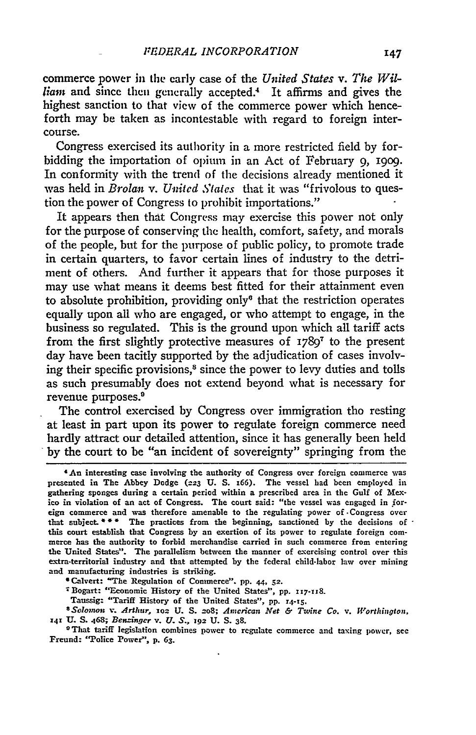commerce power in the early case of the *United States* v. *The William* and since then generally accepted.[4] It affirms and gives the highest sanction to that view of the commerce power which henceforth may be taken as incontestable with regard to foreign intercourse.

Congress exercised its authority in a more restricted field by forbidding the importation of opium in an Act of February 9, 1909. In conformity with the trend of the decisions already mentioned it was held in *Brolan* v. *United States* that it was "frivolous to question the power of Congress to prohibit importations."

It appears then that Congress may exercise this power not only for the purpose of conserving the health, comfort, safety, and morals of the people, but for the purpose of public policy, to promote trade in certain quarters, to favor certain lines of industry to the detriment of others. And further it appears that for those purposes it may use what means it deems best fitted for their attainment even to absolute prohibition, providing only[6] that the restriction operates equally upon all who are engaged, or who attempt to engage, in the business so regulated. This is the ground upon which all tariff acts from the first slightly protective measures of 1789[7] to the present day have been tacitly supported by the adjudication of cases involving their specific provisions,[8] since the power to levy duties and tolls as such presumably does not extend beyond what is necessary for revenue purposes.[9]

The control exercised by Congress over immigration tho resting at least in part upon its power to regulate foreign commerce need hardly attract our detailed attention, since it has generally been held by the court to be "an incident of sovereignty" springing from the

---

[4] An interesting case involving the authority of Congress over foreign commerce was presented in The Abbey Dodge (223 U. S. 166). The vessel had been employed in gathering sponges during a certain period within a prescribed area in the Gulf of Mexico in violation of an act of Congress. The court said: "the vessel was engaged in foreign commerce and was therefore amenable to the regulating power of Congress over that subject. \* \* \* The practices from the beginning, sanctioned by the decisions of this court establish that Congress by an exertion of its power to regulate foreign commerce has the authority to forbid merchandise carried in such commerce from entering the United States". The parallelism between the manner of exercising control over this extra-territorial industry and that attempted by the federal child-labor law over mining and manufacturing industries is striking.

[6] Calvert: "The Regulation of Commerce". pp. 44, 52.

[7] Bogart: "Economic History of the United States", pp. 117-118.

Taussig: "Tariff History of the United States", pp. 14-15.

[8] *Solomon* v. *Arthur*, 102 U. S. 208; *American Net & Twine Co.* v. *Worthington*, 141 U. S. 468; *Benzinger* v. *U. S.*, 192 U. S. 38.

[9] That tariff legislation combines power to regulate commerce and taxing power, see Freund: "Police Power", p. 63.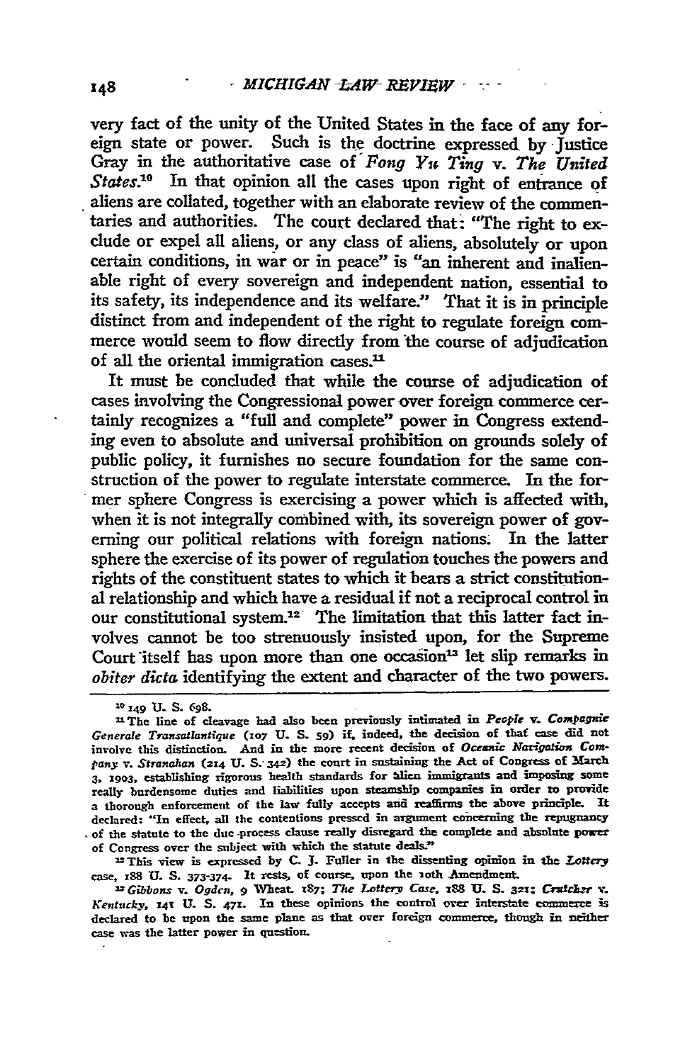very fact of the unity of the United States in the face of any foreign state or power. Such is the doctrine expressed by Justice Gray in the authoritative case of *Fong Yu Ting* v. *The United States*.[10] In that opinion all the cases upon right of entrance of aliens are collated, together with an elaborate review of the commentaries and authorities. The court declared that: "The right to exclude or expel all aliens, or any class of aliens, absolutely or upon certain conditions, in war or in peace" is "an inherent and inalienable right of every sovereign and independent nation, essential to its safety, its independence and its welfare." That it is in principle distinct from and independent of the right to regulate foreign commerce would seem to flow directly from the course of adjudication of all the oriental immigration cases.[11]

It must be concluded that while the course of adjudication of cases involving the Congressional power over foreign commerce certainly recognizes a "full and complete" power in Congress extending even to absolute and universal prohibition on grounds solely of public policy, it furnishes no secure foundation for the same construction of the power to regulate interstate commerce. In the former sphere Congress is exercising a power which is affected with, when it is not integrally combined with, its sovereign power of governing our political relations with foreign nations. In the latter sphere the exercise of its power of regulation touches the powers and rights of the constituent states to which it bears a strict constitutional relationship and which have a residual if not a reciprocal control in our constitutional system.[12] The limitation that this latter fact involves cannot be too strenuously insisted upon, for the Supreme Court itself has upon more than one occasion[13] let slip remarks in *obiter dicta* identifying the extent and character of the two powers.

---

[10] 149 U. S. 698.

[11] The line of cleavage had also been previously intimated in *People* v. *Compagnie Generale Transatlantique* (107 U. S. 59) if, indeed, the decision of that case did not involve this distinction. And in the more recent decision of *Oceanic Navigation Company* v. *Stranahan* (214 U. S. 342) the court in sustaining the Act of Congress of March 3, 1903, establishing rigorous health standards for alien immigrants and imposing some really burdensome duties and liabilities upon steamship companies in order to provide a thorough enforcement of the law fully accepts and reaffirms the above principle. It declared: "In effect, all the contentions pressed in argument concerning the repugnancy of the statute to the due process clause really disregard the complete and absolute power of Congress over the subject with which the statute deals."

[12] This view is expressed by C. J. Fuller in the dissenting opinion in the *Lottery* case, 188 U. S. 373-374. It rests, of course, upon the 10th Amendment.

[13] *Gibbons* v. *Ogden*, 9 Wheat. 187; *The Lottery Case*, 188 U. S. 321; *Crutcher* v. *Kentucky*, 141 U. S. 471. In these opinions the control over interstate commerce is declared to be upon the same plane as that over foreign commerce, though in neither case was the latter power in question.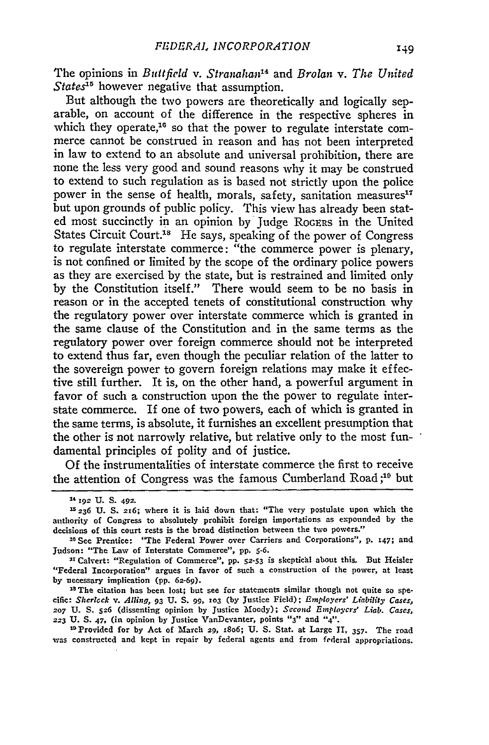The opinions in *Buttfield* v. *Stranahan*[14] and *Brolan* v. *The United States*[15] however negative that assumption.

But although the two powers are theoretically and logically separable, on account of the difference in the respective spheres in which they operate,[16] so that the power to regulate interstate commerce cannot be construed in reason and has not been interpreted in law to extend to an absolute and universal prohibition, there are none the less very good and sound reasons why it may be construed to extend to such regulation as is based not strictly upon the police power in the sense of health, morals, safety, sanitation measures[17] but upon grounds of public policy. This view has already been stated most succinctly in an opinion by Judge ROGERS in the United States Circuit Court.[18] He says, speaking of the power of Congress to regulate interstate commerce: "the commerce power is plenary, is not confined or limited by the scope of the ordinary police powers as they are exercised by the state, but is restrained and limited only by the Constitution itself." There would seem to be no basis in reason or in the accepted tenets of constitutional construction why the regulatory power over interstate commerce which is granted in the same clause of the Constitution and in the same terms as the regulatory power over foreign commerce should not be interpreted to extend thus far, even though the peculiar relation of the latter to the sovereign power to govern foreign relations may make it effective still further. It is, on the other hand, a powerful argument in favor of such a construction upon the the power to regulate interstate commerce. If one of two powers, each of which is granted in the same terms, is absolute, it furnishes an excellent presumption that the other is not narrowly relative, but relative only to the most fundamental principles of polity and of justice.

Of the instrumentalities of interstate commerce the first to receive the attention of Congress was the famous Cumberland Road;[19] but

---

[14] 192 U. S. 492.

[15] 236 U. S. 216; where it is laid down that: "The very postulate upon which the authority of Congress to absolutely prohibit foreign importations as expounded by the decisions of this court rests is the broad distinction between the two powers."

[16] See Prentice: "The Federal Power over Carriers and Corporations", p. 147; and Judson: "The Law of Interstate Commerce", pp. 5-6.

[17] Calvert: "Regulation of Commerce", pp. 52-53 is skeptical about this. But Heisler "Federal Incorporation" argues in favor of such a construction of the power, at least by necessary implication (pp. 62-69).

[18] The citation has been lost; but see for statements similar though not quite so specific: *Sherlock* v. *Alling*, 93 U. S. 99, 103 (by Justice Field); *Employers' Liability Cases*, 207 U. S. 526 (dissenting opinion by Justice Moody); *Second Employers' Liab. Cases*, 223 U. S. 47, (in opinion by Justice VanDevanter, points "3" and "4".

[19] Provided for by Act of March 29, 1806; U. S. Stat. at Large II, 357. The road was constructed and kept in repair by federal agents and from federal appropriations.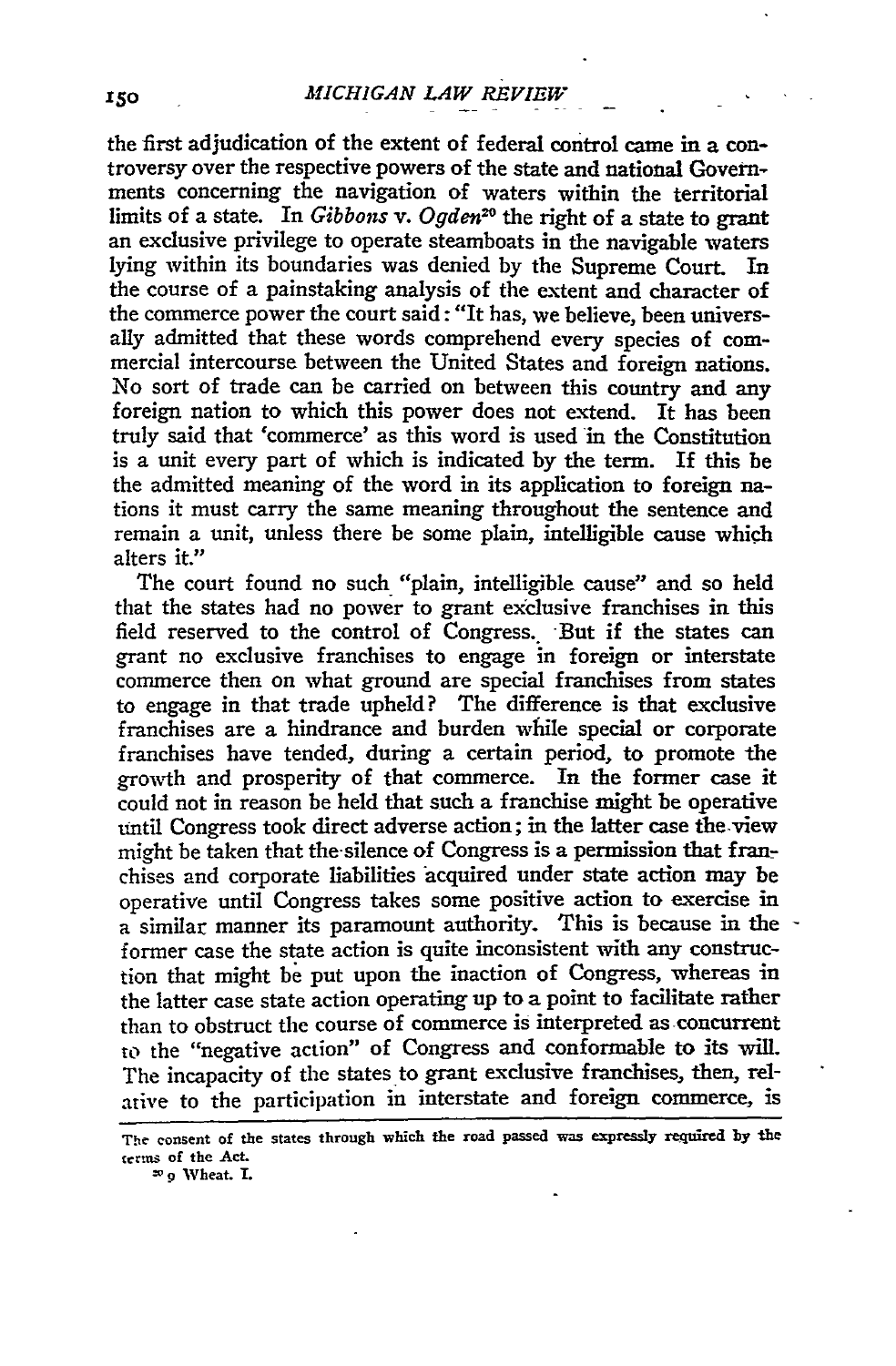the first adjudication of the extent of federal control came in a controversy over the respective powers of the state and national Governments concerning the navigation of waters within the territorial limits of a state. In *Gibbons* v. *Ogden*[20] the right of a state to grant an exclusive privilege to operate steamboats in the navigable waters lying within its boundaries was denied by the Supreme Court. In the course of a painstaking analysis of the extent and character of the commerce power the court said: "It has, we believe, been universally admitted that these words comprehend every species of commercial intercourse between the United States and foreign nations. No sort of trade can be carried on between this country and any foreign nation to which this power does not extend. It has been truly said that 'commerce' as this word is used in the Constitution is a unit every part of which is indicated by the term. If this be the admitted meaning of the word in its application to foreign nations it must carry the same meaning throughout the sentence and remain a unit, unless there be some plain, intelligible cause which alters it."

The court found no such "plain, intelligible cause" and so held that the states had no power to grant exclusive franchises in this field reserved to the control of Congress. But if the states can grant no exclusive franchises to engage in foreign or interstate commerce then on what ground are special franchises from states to engage in that trade upheld? The difference is that exclusive franchises are a hindrance and burden while special or corporate franchises have tended, during a certain period, to promote the growth and prosperity of that commerce. In the former case it could not in reason be held that such a franchise might be operative until Congress took direct adverse action; in the latter case the view might be taken that the silence of Congress is a permission that franchises and corporate liabilities acquired under state action may be operative until Congress takes some positive action to exercise in a similar manner its paramount authority. This is because in the former case the state action is quite inconsistent with any construction that might be put upon the inaction of Congress, whereas in the latter case state action operating up to a point to facilitate rather than to obstruct the course of commerce is interpreted as concurrent to the "negative action" of Congress and conformable to its will. The incapacity of the states to grant exclusive franchises, then, relative to the participation in interstate and foreign commerce, is

---

The consent of the states through which the road passed was expressly required by the terms of the Act.

[20] 9 Wheat. I.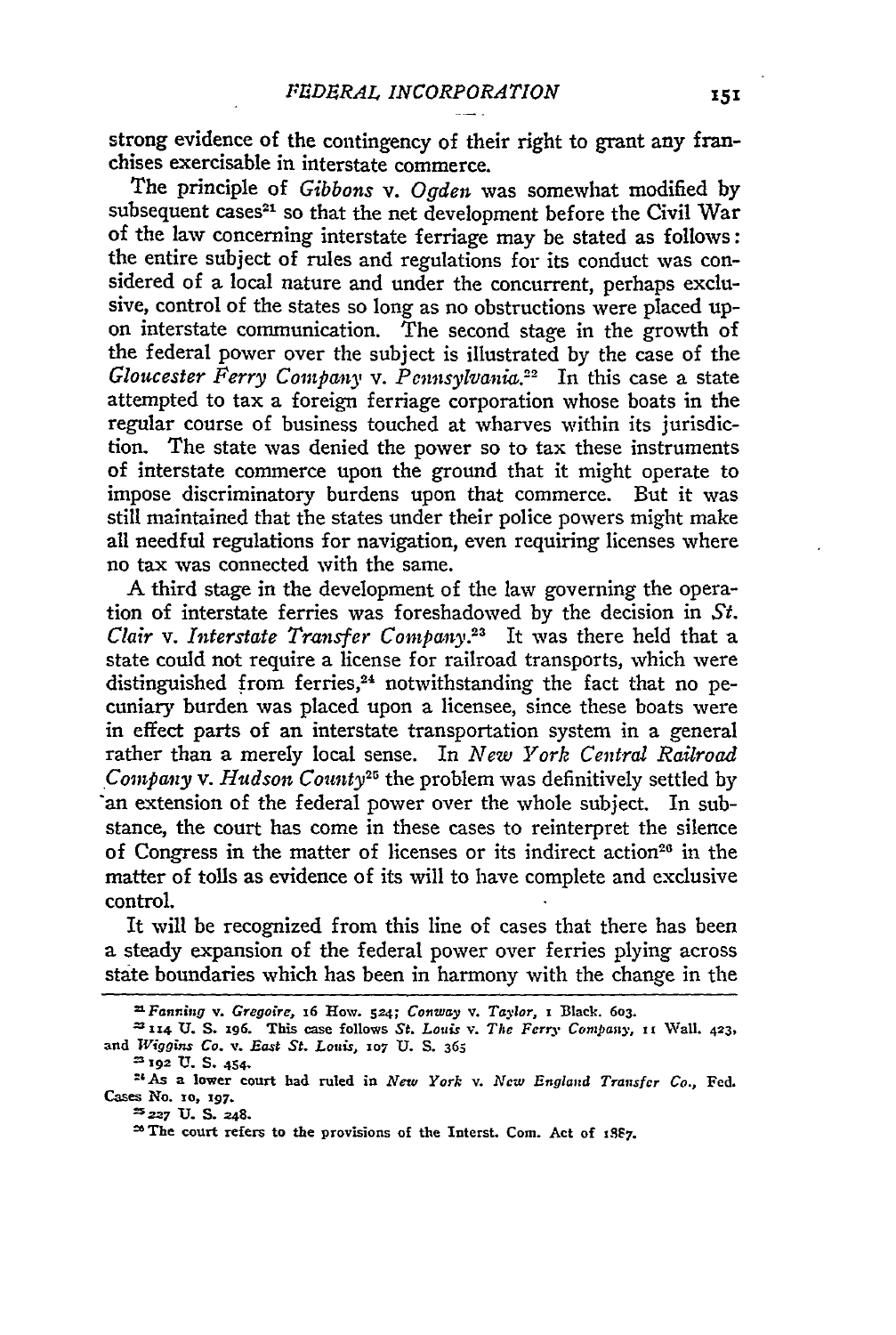strong evidence of the contingency of their right to grant any franchises exercisable in interstate commerce.

The principle of *Gibbons* v. *Ogden* was somewhat modified by subsequent cases[21] so that the net development before the Civil War of the law concerning interstate ferriage may be stated as follows: the entire subject of rules and regulations for its conduct was considered of a local nature and under the concurrent, perhaps exclusive, control of the states so long as no obstructions were placed upon interstate communication. The second stage in the growth of the federal power over the subject is illustrated by the case of the *Gloucester Ferry Company* v. *Pennsylvania*.[22] In this case a state attempted to tax a foreign ferriage corporation whose boats in the regular course of business touched at wharves within its jurisdiction. The state was denied the power so to tax these instruments of interstate commerce upon the ground that it might operate to impose discriminatory burdens upon that commerce. But it was still maintained that the states under their police powers might make all needful regulations for navigation, even requiring licenses where no tax was connected with the same.

A third stage in the development of the law governing the operation of interstate ferries was foreshadowed by the decision in *St. Clair* v. *Interstate Transfer Company*.[23] It was there held that a state could not require a license for railroad transports, which were distinguished from ferries,[24] notwithstanding the fact that no pecuniary burden was placed upon a licensee, since these boats were in effect parts of an interstate transportation system in a general rather than a merely local sense. In *New York Central Railroad Company* v. *Hudson County*[25] the problem was definitively settled by an extension of the federal power over the whole subject. In substance, the court has come in these cases to reinterpret the silence of Congress in the matter of licenses or its indirect action[26] in the matter of tolls as evidence of its will to have complete and exclusive control.

It will be recognized from this line of cases that there has been a steady expansion of the federal power over ferries plying across state boundaries which has been in harmony with the change in the

---

[21] *Fanning* v. *Gregoire*, 16 How. 524; *Conway* v. *Taylor*, 1 Black. 603.

[22] 114 U. S. 196. This case follows *St. Louis* v. *The Ferry Company*, 11 Wall. 423, and *Wiggins Co.* v. *East St. Louis*, 107 U. S. 365

[23] 192 U. S. 454.

[24] As a lower court had ruled in *New York* v. *New England Transfer Co.*, Fed. Cases No. 10, 197.

[25] 227 U. S. 248.

[26] The court refers to the provisions of the Interst. Com. Act of 1887.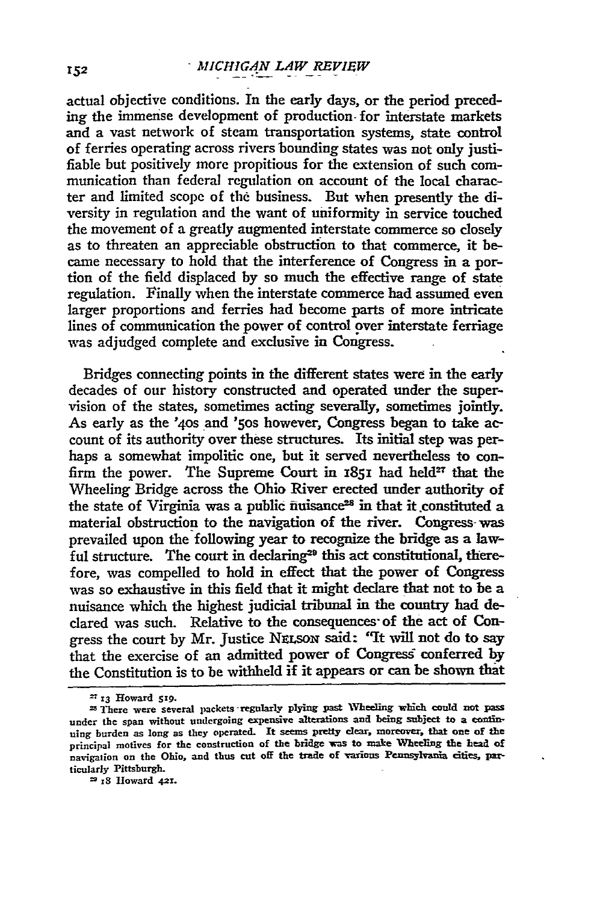actual objective conditions. In the early days, or the period preceding the immense development of production for interstate markets and a vast network of steam transportation systems, state control of ferries operating across rivers bounding states was not only justifiable but positively more propitious for the extension of such communication than federal regulation on account of the local character and limited scope of the business. But when presently the diversity in regulation and the want of uniformity in service touched the movement of a greatly augmented interstate commerce so closely as to threaten an appreciable obstruction to that commerce, it became necessary to hold that the interference of Congress in a portion of the field displaced by so much the effective range of state regulation. Finally when the interstate commerce had assumed even larger proportions and ferries had become parts of more intricate lines of communication the power of control over interstate ferriage was adjudged complete and exclusive in Congress.

Bridges connecting points in the different states were in the early decades of our history constructed and operated under the supervision of the states, sometimes acting severally, sometimes jointly. As early as the '40s and '50s however, Congress began to take account of its authority over these structures. Its initial step was perhaps a somewhat impolitic one, but it served nevertheless to confirm the power. The Supreme Court in 1851 had held[27] that the Wheeling Bridge across the Ohio River erected under authority of the state of Virginia was a public nuisance[28] in that it constituted a material obstruction to the navigation of the river. Congress was prevailed upon the following year to recognize the bridge as a lawful structure. The court in declaring[29] this act constitutional, therefore, was compelled to hold in effect that the power of Congress was so exhaustive in this field that it might declare that not to be a nuisance which the highest judicial tribunal in the country had declared was such. Relative to the consequences of the act of Congress the court by Mr. Justice Nelson said: "It will not do to say that the exercise of an admitted power of Congress conferred by the Constitution is to be withheld if it appears or can be shown that

---

[27] 13 Howard 519.

[28] There were several packets regularly plying past Wheeling which could not pass under the span without undergoing expensive alterations and being subject to a continuing burden as long as they operated. It seems pretty clear, moreover, that one of the principal motives for the construction of the bridge was to make Wheeling the head of navigation on the Ohio, and thus cut off the trade of various Pennsylvania cities, particularly Pittsburgh.

[29] 18 Howard 421.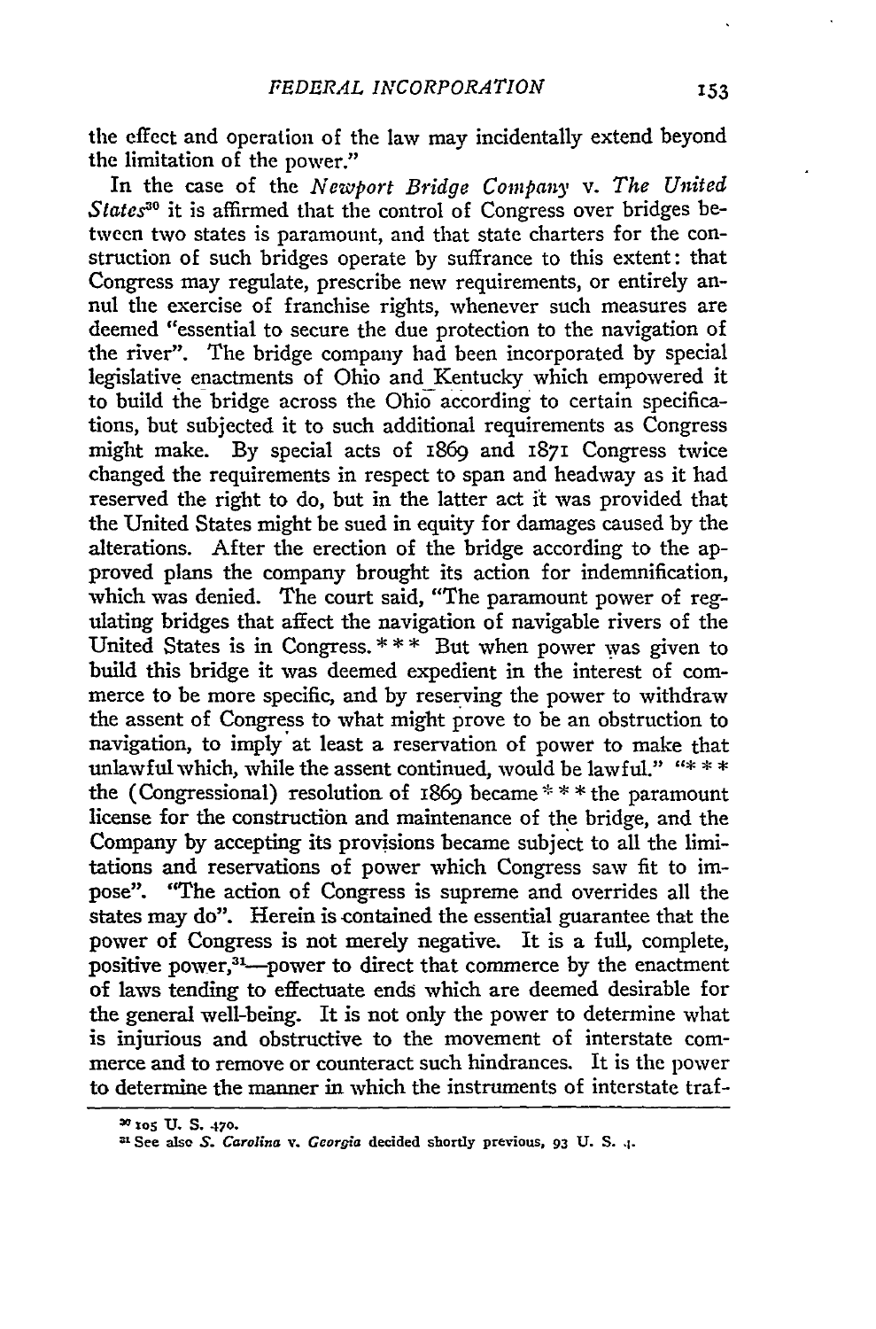the effect and operation of the law may incidentally extend beyond the limitation of the power."

In the case of the *Newport Bridge Company* v. *The United States*[30] it is affirmed that the control of Congress over bridges between two states is paramount, and that state charters for the construction of such bridges operate by suffrance to this extent: that Congress may regulate, prescribe new requirements, or entirely annul the exercise of franchise rights, whenever such measures are deemed "essential to secure the due protection to the navigation of the river". The bridge company had been incorporated by special legislative enactments of Ohio and Kentucky which empowered it to build the bridge across the Ohio according to certain specifications, but subjected it to such additional requirements as Congress might make. By special acts of 1869 and 1871 Congress twice changed the requirements in respect to span and headway as it had reserved the right to do, but in the latter act it was provided that the United States might be sued in equity for damages caused by the alterations. After the erection of the bridge according to the approved plans the company brought its action for indemnification, which was denied. The court said, "The paramount power of regulating bridges that affect the navigation of navigable rivers of the United States is in Congress. * * * But when power was given to build this bridge it was deemed expedient in the interest of commerce to be more specific, and by reserving the power to withdraw the assent of Congress to what might prove to be an obstruction to navigation, to imply at least a reservation of power to make that unlawful which, while the assent continued, would be lawful." "* * * the (Congressional) resolution of 1869 became * * * the paramount license for the construction and maintenance of the bridge, and the Company by accepting its provisions became subject to all the limitations and reservations of power which Congress saw fit to impose". "The action of Congress is supreme and overrides all the states may do". Herein is contained the essential guarantee that the power of Congress is not merely negative. It is a full, complete, positive power,[31]—power to direct that commerce by the enactment of laws tending to effectuate ends which are deemed desirable for the general well-being. It is not only the power to determine what is injurious and obstructive to the movement of interstate commerce and to remove or counteract such hindrances. It is the power to determine the manner in which the instruments of interstate traf-

[30] 105 U. S. 470.

[31] See also *S. Carolina* v. *Georgia* decided shortly previous, 93 U. S. 4.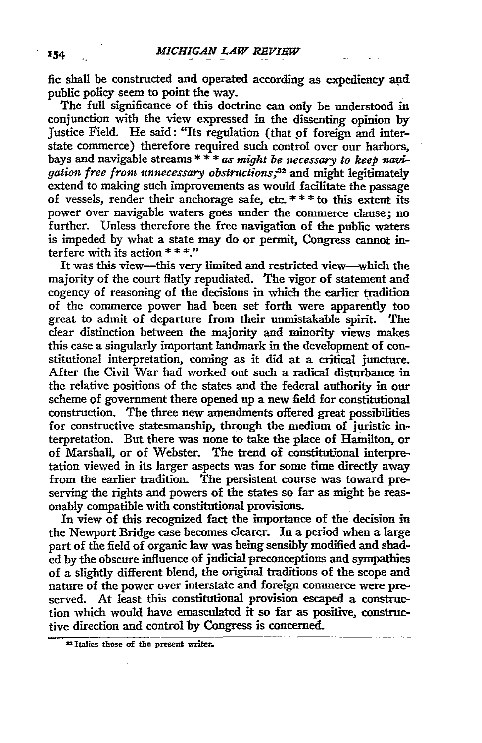fic shall be constructed and operated according as expediency and public policy seem to point the way.

The full significance of this doctrine can only be understood in conjunction with the view expressed in the dissenting opinion by Justice Field. He said: "Its regulation (that of foreign and interstate commerce) therefore required such control over our harbors, bays and navigable streams * * * *as might be necessary to keep navigation free from unnecessary obstructions*;[32] and might legitimately extend to making such improvements as would facilitate the passage of vessels, render their anchorage safe, etc. * * * to this extent its power over navigable waters goes under the commerce clause; no further. Unless therefore the free navigation of the public waters is impeded by what a state may do or permit, Congress cannot interfere with its action * * *."

It was this view—this very limited and restricted view—which the majority of the court flatly repudiated. The vigor of statement and cogency of reasoning of the decisions in which the earlier tradition of the commerce power had been set forth were apparently too great to admit of departure from their unmistakable spirit. The clear distinction between the majority and minority views makes this case a singularly important landmark in the development of constitutional interpretation, coming as it did at a critical juncture. After the Civil War had worked out such a radical disturbance in the relative positions of the states and the federal authority in our scheme of government there opened up a new field for constitutional construction. The three new amendments offered great possibilities for constructive statesmanship, through the medium of juristic interpretation. But there was none to take the place of Hamilton, or of Marshall, or of Webster. The trend of constitutional interpretation viewed in its larger aspects was for some time directly away from the earlier tradition. The persistent course was toward preserving the rights and powers of the states so far as might be reasonably compatible with constitutional provisions.

In view of this recognized fact the importance of the decision in the Newport Bridge case becomes clearer. In a period when a large part of the field of organic law was being sensibly modified and shaded by the obscure influence of judicial preconceptions and sympathies of a slightly different blend, the original traditions of the scope and nature of the power over interstate and foreign commerce were preserved. At least this constitutional provision escaped a construction which would have emasculated it so far as positive, constructive direction and control by Congress is concerned.

[32] Italics those of the present writer.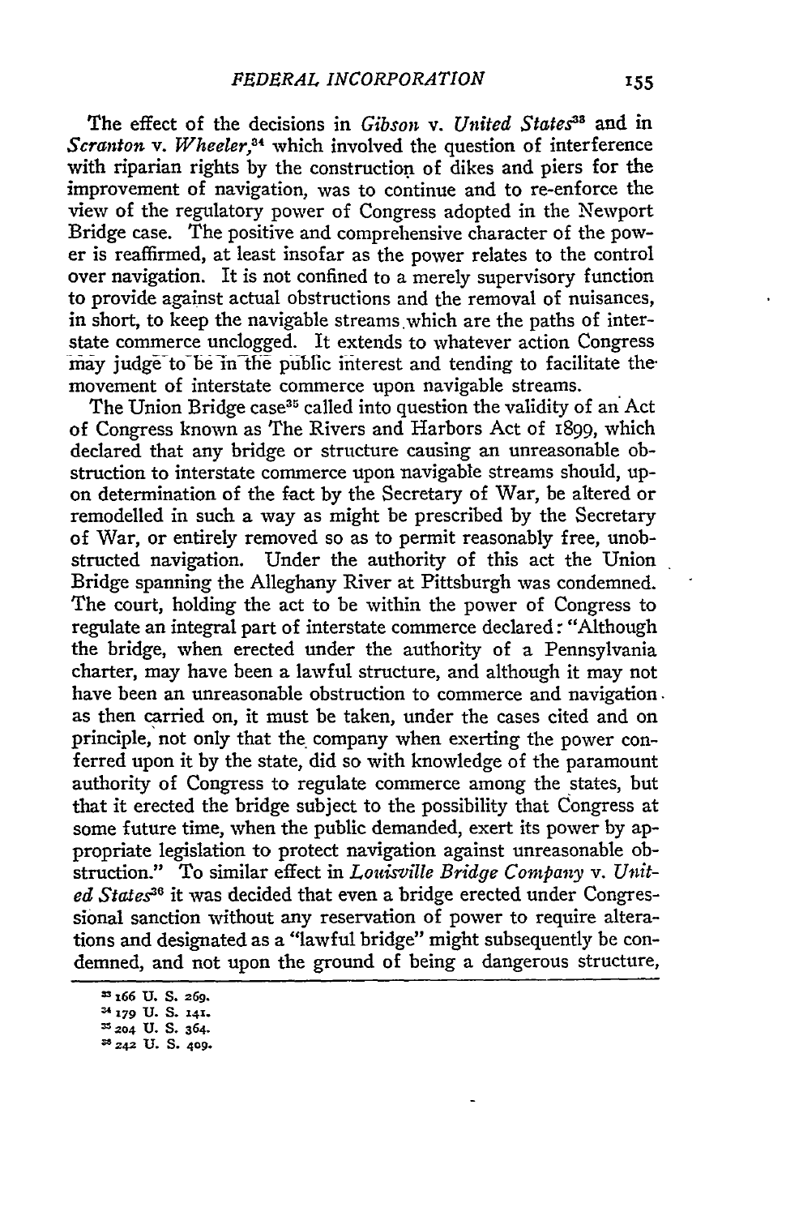The effect of the decisions in *Gibson* v. *United States*[33] and in *Scranton* v. *Wheeler*,[34] which involved the question of interference with riparian rights by the construction of dikes and piers for the improvement of navigation, was to continue and to re-enforce the view of the regulatory power of Congress adopted in the Newport Bridge case. The positive and comprehensive character of the power is reaffirmed, at least insofar as the power relates to the control over navigation. It is not confined to a merely supervisory function to provide against actual obstructions and the removal of nuisances, in short, to keep the navigable streams which are the paths of interstate commerce unclogged. It extends to whatever action Congress may judge to be in the public interest and tending to facilitate the movement of interstate commerce upon navigable streams.

The Union Bridge case[35] called into question the validity of an Act of Congress known as The Rivers and Harbors Act of 1899, which declared that any bridge or structure causing an unreasonable obstruction to interstate commerce upon navigable streams should, upon determination of the fact by the Secretary of War, be altered or remodelled in such a way as might be prescribed by the Secretary of War, or entirely removed so as to permit reasonably free, unobstructed navigation. Under the authority of this act the Union Bridge spanning the Alleghany River at Pittsburgh was condemned. The court, holding the act to be within the power of Congress to regulate an integral part of interstate commerce declared: "Although the bridge, when erected under the authority of a Pennsylvania charter, may have been a lawful structure, and although it may not have been an unreasonable obstruction to commerce and navigation as then carried on, it must be taken, under the cases cited and on principle, not only that the company when exerting the power conferred upon it by the state, did so with knowledge of the paramount authority of Congress to regulate commerce among the states, but that it erected the bridge subject to the possibility that Congress at some future time, when the public demanded, exert its power by appropriate legislation to protect navigation against unreasonable obstruction." To similar effect in *Louisville Bridge Company* v. *United States*[36] it was decided that even a bridge erected under Congressional sanction without any reservation of power to require alterations and designated as a "lawful bridge" might subsequently be condemned, and not upon the ground of being a dangerous structure,

---

[33] 166 U. S. 269.

[34] 179 U. S. 141.

[35] 204 U. S. 364.

[36] 242 U. S. 409.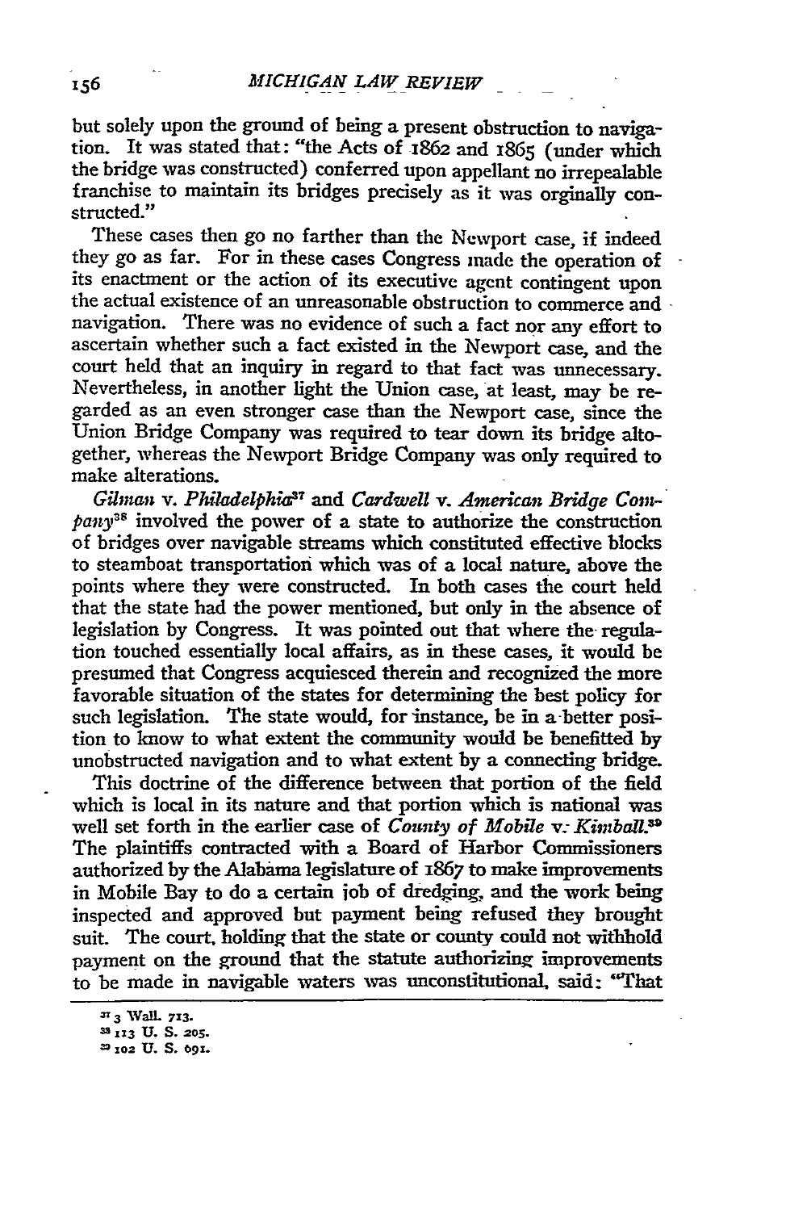but solely upon the ground of being a present obstruction to navigation. It was stated that: "the Acts of 1862 and 1865 (under which the bridge was constructed) conferred upon appellant no irrepealable franchise to maintain its bridges precisely as it was orginally constructed."

These cases then go no farther than the Newport case, if indeed they go as far. For in these cases Congress made the operation of its enactment or the action of its executive agent contingent upon the actual existence of an unreasonable obstruction to commerce and navigation. There was no evidence of such a fact nor any effort to ascertain whether such a fact existed in the Newport case, and the court held that an inquiry in regard to that fact was unnecessary. Nevertheless, in another light the Union case, at least, may be regarded as an even stronger case than the Newport case, since the Union Bridge Company was required to tear down its bridge altogether, whereas the Newport Bridge Company was only required to make alterations.

*Gilman* v. *Philadelphia*[37] and *Cardwell* v. *American Bridge Company*[38] involved the power of a state to authorize the construction of bridges over navigable streams which constituted effective blocks to steamboat transportation which was of a local nature, above the points where they were constructed. In both cases the court held that the state had the power mentioned, but only in the absence of legislation by Congress. It was pointed out that where the regulation touched essentially local affairs, as in these cases, it would be presumed that Congress acquiesced therein and recognized the more favorable situation of the states for determining the best policy for such legislation. The state would, for instance, be in a better position to know to what extent the community would be benefitted by unobstructed navigation and to what extent by a connecting bridge.

This doctrine of the difference between that portion of the field which is local in its nature and that portion which is national was well set forth in the earlier case of *County of Mobile* v. *Kimball*.[39] The plaintiffs contracted with a Board of Harbor Commissioners authorized by the Alabama legislature of 1867 to make improvements in Mobile Bay to do a certain job of dredging, and the work being inspected and approved but payment being refused they brought suit. The court, holding that the state or county could not withhold payment on the ground that the statute authorizing improvements to be made in navigable waters was unconstitutional, said: "That

---

[37] 3 Wall. 713.

[38] 113 U. S. 205.

[39] 102 U. S. 691.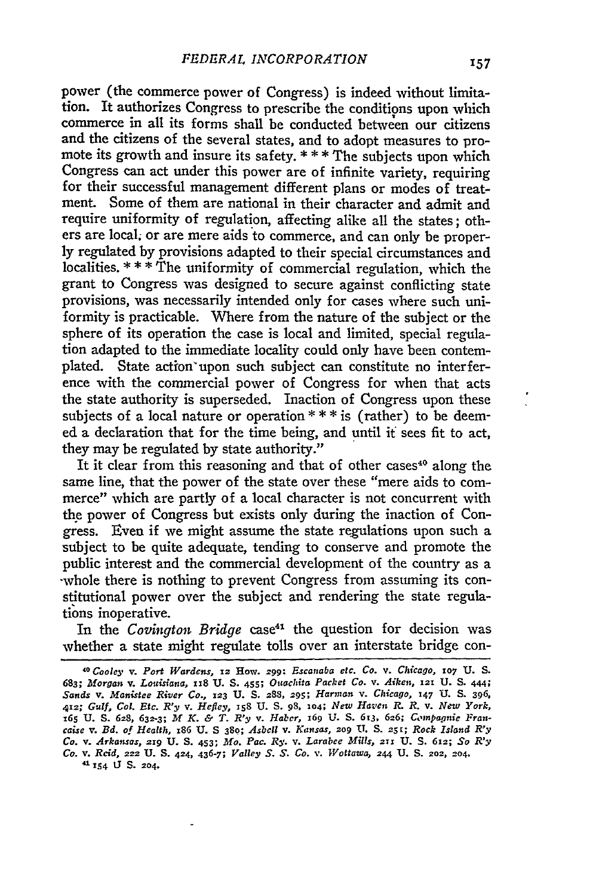power (the commerce power of Congress) is indeed without limitation. It authorizes Congress to prescribe the conditions upon which commerce in all its forms shall be conducted between our citizens and the citizens of the several states, and to adopt measures to promote its growth and insure its safety. * * * The subjects upon which Congress can act under this power are of infinite variety, requiring for their successful management different plans or modes of treatment. Some of them are national in their character and admit and require uniformity of regulation, affecting alike all the states; others are local, or are mere aids to commerce, and can only be properly regulated by provisions adapted to their special circumstances and localities. * * * The uniformity of commercial regulation, which the grant to Congress was designed to secure against conflicting state provisions, was necessarily intended only for cases where such uniformity is practicable. Where from the nature of the subject or the sphere of its operation the case is local and limited, special regulation adapted to the immediate locality could only have been contemplated. State action upon such subject can constitute no interference with the commercial power of Congress for when that acts the state authority is superseded. Inaction of Congress upon these subjects of a local nature or operation * * * is (rather) to be deemed a declaration that for the time being, and until it sees fit to act, they may be regulated by state authority."

It it clear from this reasoning and that of other cases[40] along the same line, that the power of the state over these "mere aids to commerce" which are partly of a local character is not concurrent with the power of Congress but exists only during the inaction of Congress. Even if we might assume the state regulations upon such a subject to be quite adequate, tending to conserve and promote the public interest and the commercial development of the country as a whole there is nothing to prevent Congress from assuming its constitutional power over the subject and rendering the state regulations inoperative.

In the *Covington Bridge* case[41] the question for decision was whether a state might regulate tolls over an interstate bridge con-

---

[40] *Cooley v. Port Wardens*, 12 How. 299; *Escanaba etc. Co. v. Chicago*, 107 U. S. 683; *Morgan v. Louisiana*, 118 U. S. 455; *Ouachita Packet Co. v. Aiken*, 121 U. S. 444; *Sands v. Manistee River Co.*, 123 U. S. 288, 295; *Harman v. Chicago*, 147 U. S. 396, 412; *Gulf, Col. Etc. R'y v. Hefley*, 158 U. S. 98, 104; *New Haven R. R. v. New York*, 165 U. S. 628, 632-3; *M K. & T. R'y v. Haber*, 169 U. S. 613, 626; *Compagnie Francaise v. Bd. of Health*, 186 U. S. 380; *Asbell v. Kansas*, 209 U. S. 251; *Rock Island R'y Co. v. Arkansas*, 219 U. S. 453; *Mo. Pac. Ry. v. Larabee Mills*, 211 U. S. 612; *So R'y Co. v. Reid*, 222 U. S. 424, 436-7; *Valley S. S. Co. v. Wottawa*, 244 U. S. 202, 204.

[41] 154 U S. 204.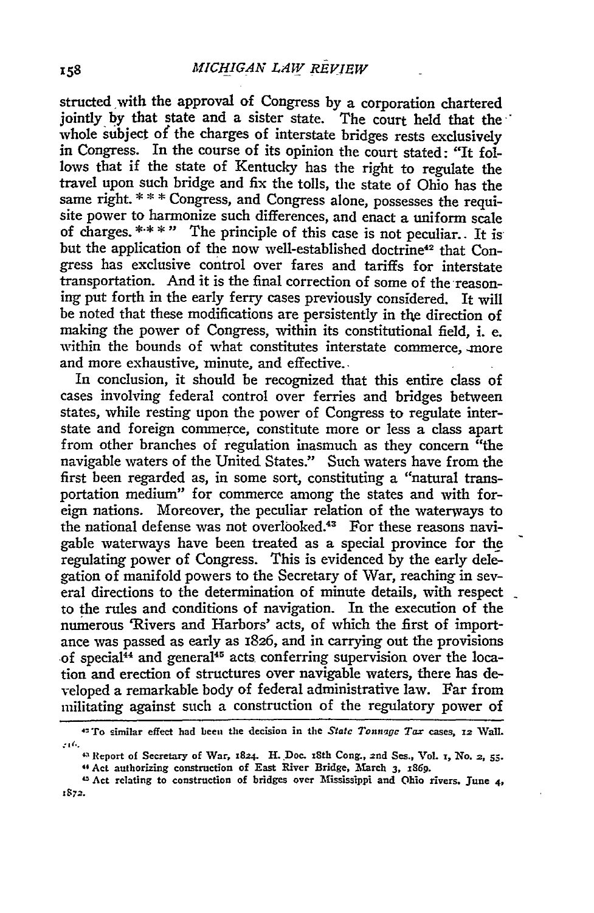structed with the approval of Congress by a corporation chartered jointly by that state and a sister state. The court held that the whole subject of the charges of interstate bridges rests exclusively in Congress. In the course of its opinion the court stated: "It follows that if the state of Kentucky has the right to regulate the travel upon such bridge and fix the tolls, the state of Ohio has the same right. * * * Congress, and Congress alone, possesses the requisite power to harmonize such differences, and enact a uniform scale of charges. * * * " The principle of this case is not peculiar. It is but the application of the now well-established doctrine[42] that Congress has exclusive control over fares and tariffs for interstate transportation. And it is the final correction of some of the reasoning put forth in the early ferry cases previously considered. It will be noted that these modifications are persistently in the direction of making the power of Congress, within its constitutional field, i. e. within the bounds of what constitutes interstate commerce, more and more exhaustive, minute, and effective.

In conclusion, it should be recognized that this entire class of cases involving federal control over ferries and bridges between states, while resting upon the power of Congress to regulate interstate and foreign commerce, constitute more or less a class apart from other branches of regulation inasmuch as they concern "the navigable waters of the United States." Such waters have from the first been regarded as, in some sort, constituting a "natural transportation medium" for commerce among the states and with foreign nations. Moreover, the peculiar relation of the waterways to the national defense was not overlooked.[43] For these reasons navigable waterways have been treated as a special province for the regulating power of Congress. This is evidenced by the early delegation of manifold powers to the Secretary of War, reaching in several directions to the determination of minute details, with respect to the rules and conditions of navigation. In the execution of the numerous 'Rivers and Harbors' acts, of which the first of importance was passed as early as 1826, and in carrying out the provisions of special[44] and general[45] acts conferring supervision over the location and erection of structures over navigable waters, there has developed a remarkable body of federal administrative law. Far from militating against such a construction of the regulatory power of

---

[42] To similar effect had been the decision in the *State Tonnage Tax* cases, 12 Wall. 216.

[43] Report of Secretary of War, 1824. H. Doc. 18th Cong., 2nd Ses., Vol. 1, No. 2, 55.

[44] Act authorizing construction of East River Bridge, March 3, 1869.

[45] Act relating to construction of bridges over Mississippi and Ohio rivers, June 4, 1872.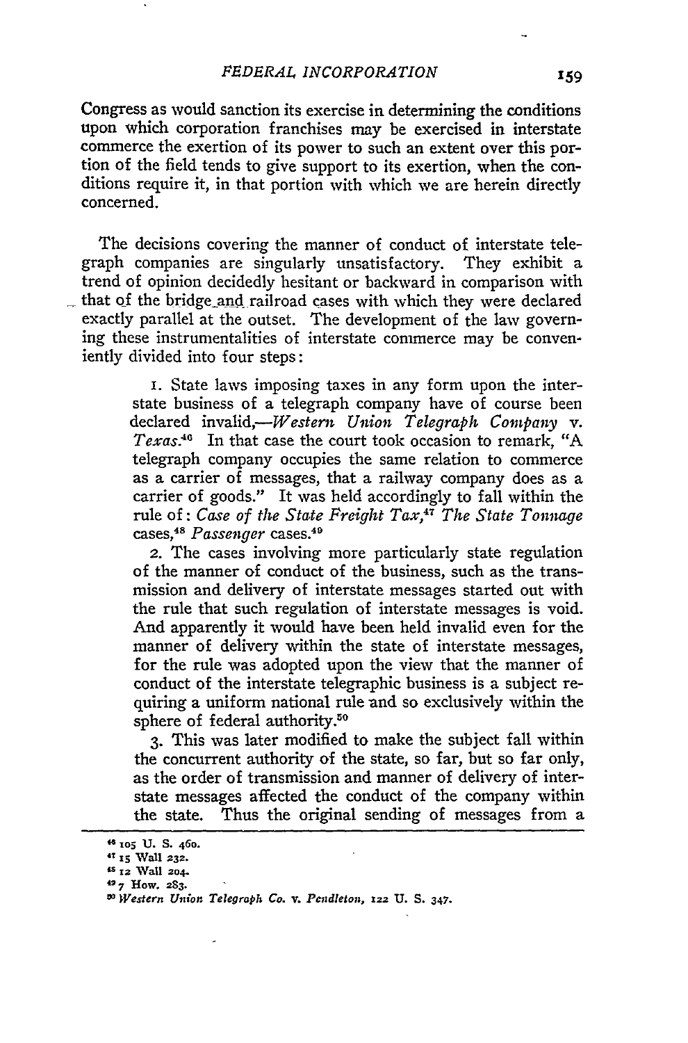Congress as would sanction its exercise in determining the conditions upon which corporation franchises may be exercised in interstate commerce the exertion of its power to such an extent over this portion of the field tends to give support to its exertion, when the conditions require it, in that portion with which we are herein directly concerned.

The decisions covering the manner of conduct of interstate telegraph companies are singularly unsatisfactory. They exhibit a trend of opinion decidedly hesitant or backward in comparison with that of the bridge and railroad cases with which they were declared exactly parallel at the outset. The development of the law governing these instrumentalities of interstate commerce may be conveniently divided into four steps:

> 1. State laws imposing taxes in any form upon the interstate business of a telegraph company have of course been declared invalid,—*Western Union Telegraph Company* v. *Texas*.[46] In that case the court took occasion to remark, "A telegraph company occupies the same relation to commerce as a carrier of messages, that a railway company does as a carrier of goods." It was held accordingly to fall within the rule of: *Case of the State Freight Tax*,[47] *The State Tonnage* cases,[48] *Passenger* cases.[49]
>
> 2. The cases involving more particularly state regulation of the manner of conduct of the business, such as the transmission and delivery of interstate messages started out with the rule that such regulation of interstate messages is void. And apparently it would have been held invalid even for the manner of delivery within the state of interstate messages, for the rule was adopted upon the view that the manner of conduct of the interstate telegraphic business is a subject requiring a uniform national rule and so exclusively within the sphere of federal authority.[50]
>
> 3. This was later modified to make the subject fall within the concurrent authority of the state, so far, but so far only, as the order of transmission and manner of delivery of interstate messages affected the conduct of the company within the state. Thus the original sending of messages from a

---

[46] 105 U. S. 460.

[47] 15 Wall 232.

[48] 12 Wall 204.

[49] 7 How. 283.

[50] *Western Union Telegraph Co.* v. *Pendleton*, 122 U. S. 347.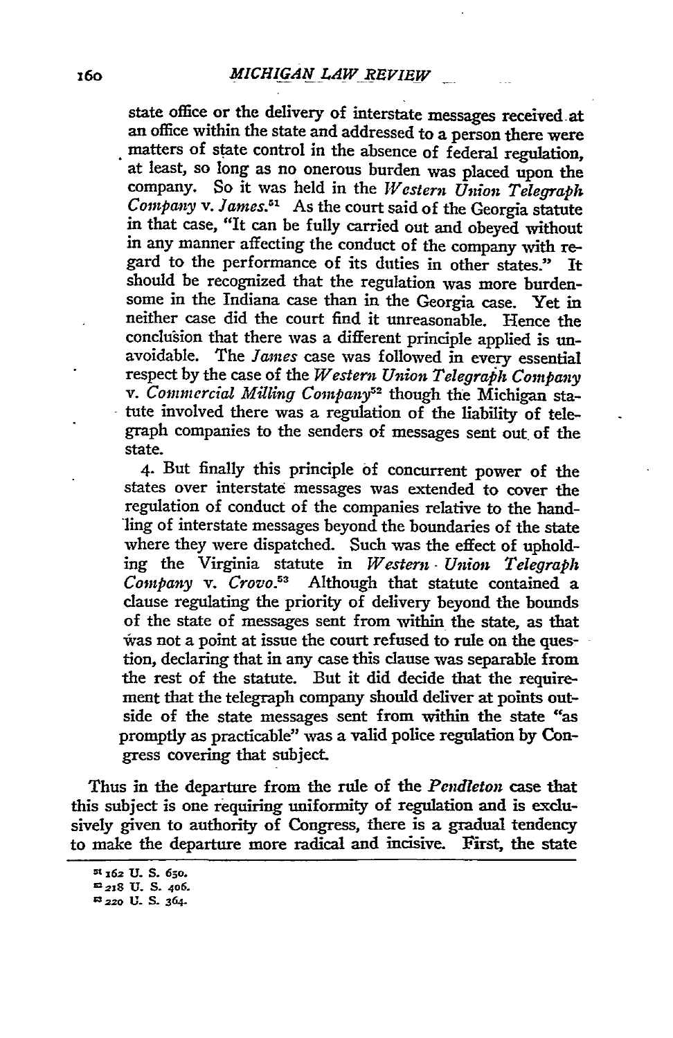state office or the delivery of interstate messages received at an office within the state and addressed to a person there were matters of state control in the absence of federal regulation, at least, so long as no onerous burden was placed upon the company. So it was held in the *Western Union Telegraph Company* v. *James*.[51] As the court said of the Georgia statute in that case, "It can be fully carried out and obeyed without in any manner affecting the conduct of the company with regard to the performance of its duties in other states." It should be recognized that the regulation was more burdensome in the Indiana case than in the Georgia case. Yet in neither case did the court find it unreasonable. Hence the conclusion that there was a different principle applied is unavoidable. The *James* case was followed in every essential respect by the case of the *Western Union Telegraph Company* v. *Commercial Milling Company*[52] though the Michigan statute involved there was a regulation of the liability of telegraph companies to the senders of messages sent out of the state.

4. But finally this principle of concurrent power of the states over interstate messages was extended to cover the regulation of conduct of the companies relative to the handling of interstate messages beyond the boundaries of the state where they were dispatched. Such was the effect of upholding the Virginia statute in *Western Union Telegraph Company* v. *Crovo*.[53] Although that statute contained a clause regulating the priority of delivery beyond the bounds of the state of messages sent from within the state, as that was not a point at issue the court refused to rule on the question, declaring that in any case this clause was separable from the rest of the statute. But it did decide that the requirement that the telegraph company should deliver at points outside of the state messages sent from within the state "as promptly as practicable" was a valid police regulation by Congress covering that subject.

Thus in the departure from the rule of the *Pendleton* case that this subject is one requiring uniformity of regulation and is exclusively given to authority of Congress, there is a gradual tendency to make the departure more radical and incisive. First, the state

---

[51] 162 U. S. 650.

[52] 218 U. S. 406.

[53] 220 U. S. 364.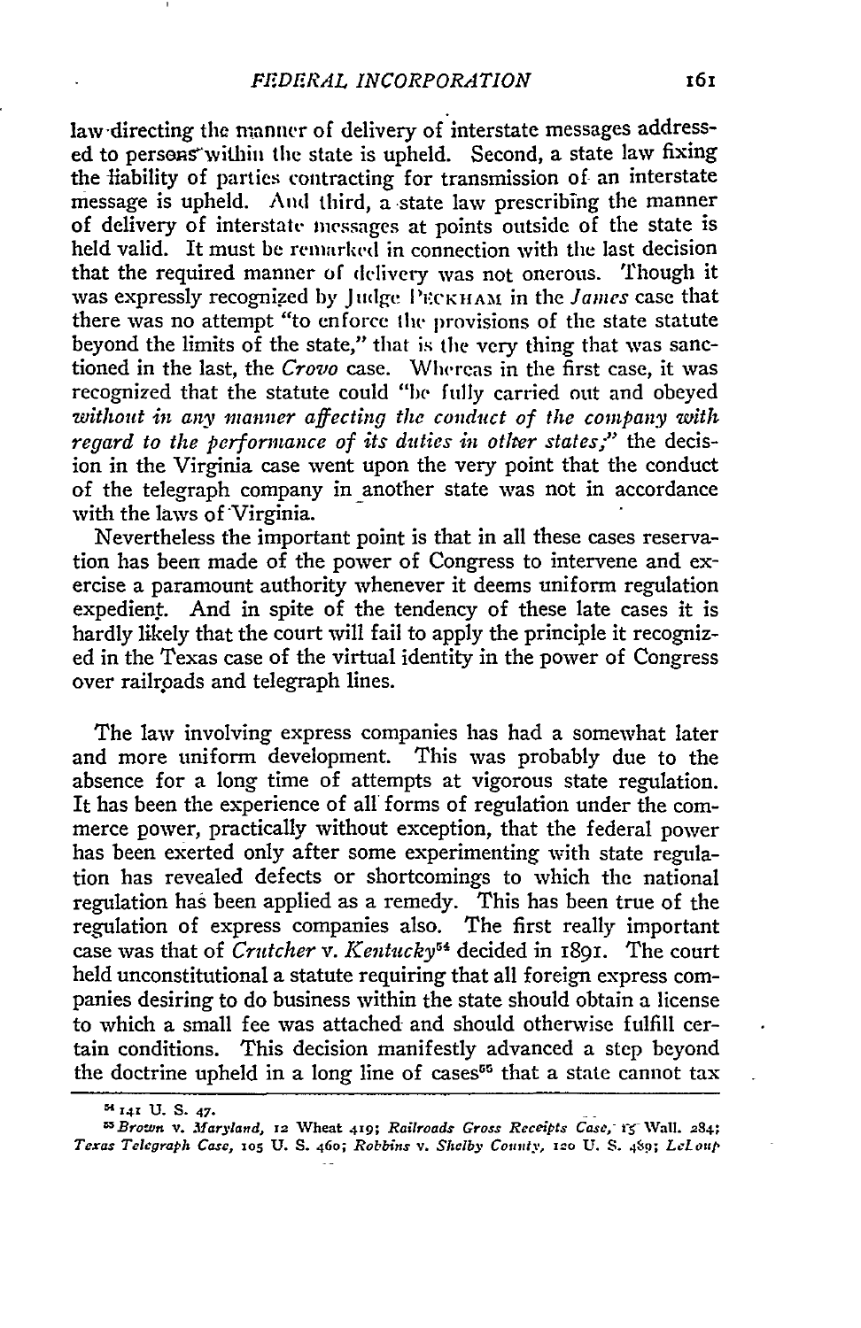law directing the manner of delivery of interstate messages addressed to persons within the state is upheld. Second, a state law fixing the liability of parties contracting for transmission of an interstate message is upheld. And third, a state law prescribing the manner of delivery of interstate messages at points outside of the state is held valid. It must be remarked in connection with the last decision that the required manner of delivery was not onerous. Though it was expressly recognized by Judge PECKHAM in the *James* case that there was no attempt "to enforce the provisions of the state statute beyond the limits of the state," that is the very thing that was sanctioned in the last, the *Crovo* case. Whereas in the first case, it was recognized that the statute could "be fully carried out and obeyed *without in any manner affecting the conduct of the company with regard to the performance of its duties in other states;*" the decision in the Virginia case went upon the very point that the conduct of the telegraph company in another state was not in accordance with the laws of Virginia.

Nevertheless the important point is that in all these cases reservation has been made of the power of Congress to intervene and exercise a paramount authority whenever it deems uniform regulation expedient. And in spite of the tendency of these late cases it is hardly likely that the court will fail to apply the principle it recognized in the Texas case of the virtual identity in the power of Congress over railroads and telegraph lines.

The law involving express companies has had a somewhat later and more uniform development. This was probably due to the absence for a long time of attempts at vigorous state regulation. It has been the experience of all forms of regulation under the commerce power, practically without exception, that the federal power has been exerted only after some experimenting with state regulation has revealed defects or shortcomings to which the national regulation has been applied as a remedy. This has been true of the regulation of express companies also. The first really important case was that of *Crutcher* v. *Kentucky*[54] decided in 1891. The court held unconstitutional a statute requiring that all foreign express companies desiring to do business within the state should obtain a license to which a small fee was attached and should otherwise fulfill certain conditions. This decision manifestly advanced a step beyond the doctrine upheld in a long line of cases[65] that a state cannot tax

[54] 141 U. S. 47.

[65] *Brown* v. *Maryland*, 12 Wheat 419; *Railroads Gross Receipts Case*, 15 Wall. 284; *Texas Telegraph Case*, 105 U. S. 460; *Robbins* v. *Shelby County*, 120 U. S. 489; *LeLoup*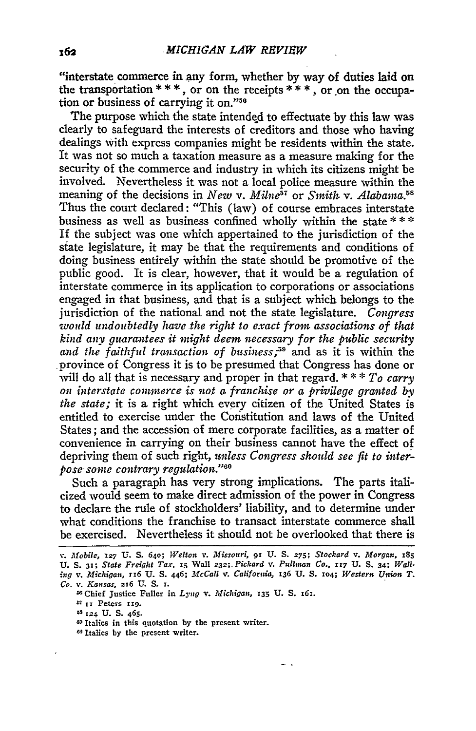"interstate commerce in any form, whether by way of duties laid on the transportation * * *, or on the receipts * * *, or on the occupation or business of carrying it on."[56]

The purpose which the state intended to effectuate by this law was clearly to safeguard the interests of creditors and those who having dealings with express companies might be residents within the state. It was not so much a taxation measure as a measure making for the security of the commerce and industry in which its citizens might be involved. Nevertheless it was not a local police measure within the meaning of the decisions in *New* v. *Milne*[57] or *Smith* v. *Alabama*.[58] Thus the court declared: "This (law) of course embraces interstate business as well as business confined wholly within the state * * * If the subject was one which appertained to the jurisdiction of the state legislature, it may be that the requirements and conditions of doing business entirely within the state should be promotive of the public good. It is clear, however, that it would be a regulation of interstate commerce in its application to corporations or associations engaged in that business, and that is a subject which belongs to the jurisdiction of the national and not the state legislature. *Congress would undoubtedly have the right to exact from associations of that kind any guarantees it might deem necessary for the public security and the faithful transaction of business;*[59] and as it is within the province of Congress it is to be presumed that Congress has done or will do all that is necessary and proper in that regard. * * * *To carry on interstate commerce is not a franchise or a privilege granted by the state;* it is a right which every citizen of the United States is entitled to exercise under the Constitution and laws of the United States; and the accession of mere corporate facilities, as a matter of convenience in carrying on their business cannot have the effect of depriving them of such right, *unless Congress should see fit to interpose some contrary regulation.*"[60]

Such a paragraph has very strong implications. The parts italicized would seem to make direct admission of the power in Congress to declare the rule of stockholders' liability, and to determine under what conditions the franchise to transact interstate commerce shall be exercised. Nevertheless it should not be overlooked that there is

---

v. *Mobile*, 127 U. S. 640; *Welton* v. *Missouri*, 91 U. S. 275; *Stockard* v. *Morgan*, 185 U. S. 31; *State Freight Tax*, 15 Wall 232; *Pickard* v. *Pullman Co.*, 117 U. S. 34; *Walling* v. *Michigan*, 116 U. S. 446; *McCall* v. *California*, 136 U. S. 104; *Western Union T. Co.* v. *Kansas*, 216 U. S. 1.

[56] Chief Justice Fuller in *Lyng* v. *Michigan*, 135 U. S. 161.

[57] 11 Peters 119.

[58] 124 U. S. 465.

[59] Italics in this quotation by the present writer.

[60] Italics by the present writer.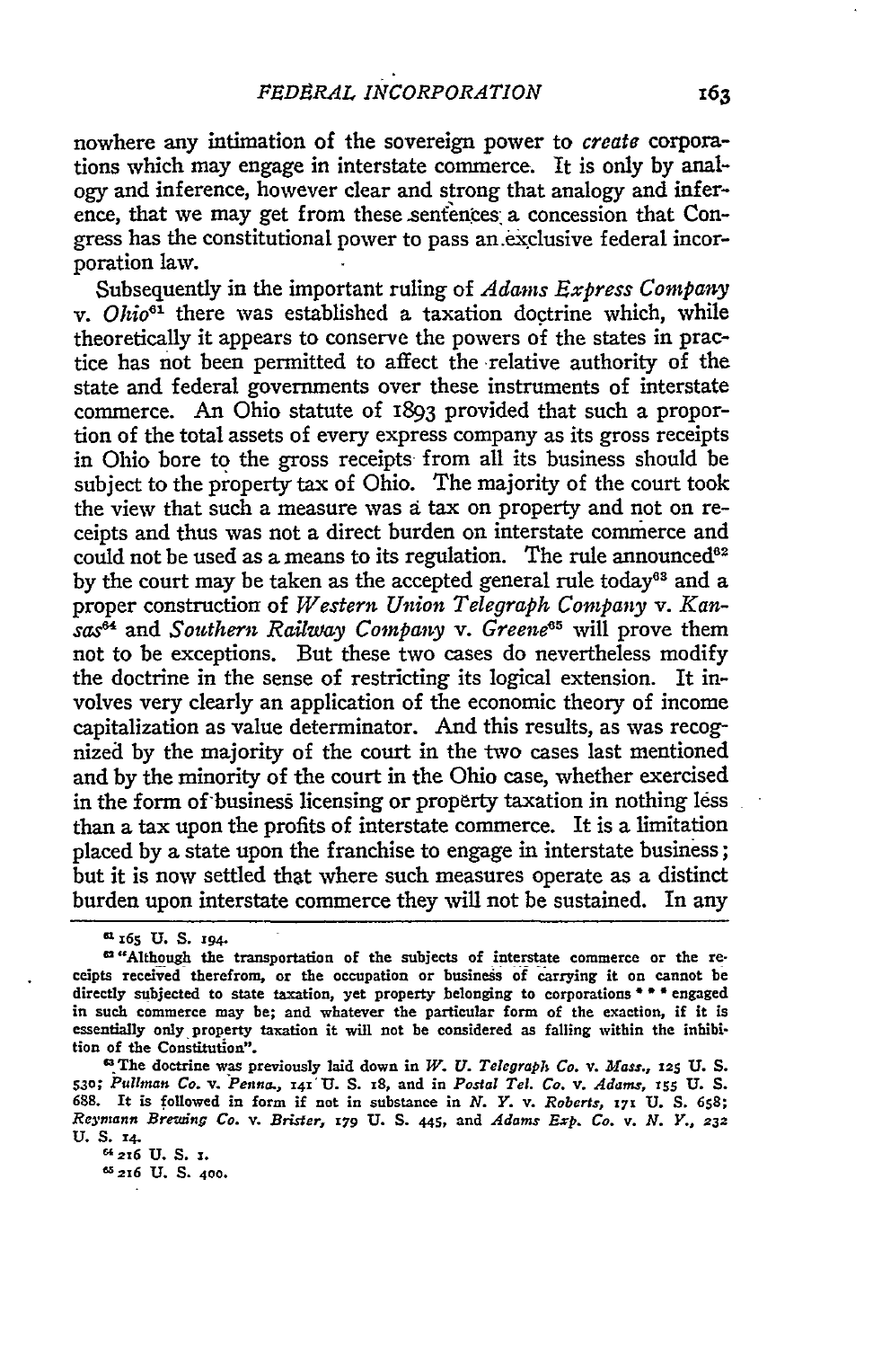nowhere any intimation of the sovereign power to *create* corporations which may engage in interstate commerce. It is only by analogy and inference, however clear and strong that analogy and inference, that we may get from these sentences a concession that Congress has the constitutional power to pass an exclusive federal incorporation law.

Subsequently in the important ruling of *Adams Express Company* v. *Ohio*[61] there was established a taxation doctrine which, while theoretically it appears to conserve the powers of the states in practice has not been permitted to affect the relative authority of the state and federal governments over these instruments of interstate commerce. An Ohio statute of 1893 provided that such a proportion of the total assets of every express company as its gross receipts in Ohio bore to the gross receipts from all its business should be subject to the property tax of Ohio. The majority of the court took the view that such a measure was a tax on property and not on receipts and thus was not a direct burden on interstate commerce and could not be used as a means to its regulation. The rule announced[62] by the court may be taken as the accepted general rule today[63] and a proper construction of *Western Union Telegraph Company* v. *Kansas*[64] and *Southern Railway Company* v. *Greene*[65] will prove them not to be exceptions. But these two cases do nevertheless modify the doctrine in the sense of restricting its logical extension. It involves very clearly an application of the economic theory of income capitalization as value determinator. And this results, as was recognized by the majority of the court in the two cases last mentioned and by the minority of the court in the Ohio case, whether exercised in the form of business licensing or property taxation in nothing less than a tax upon the profits of interstate commerce. It is a limitation placed by a state upon the franchise to engage in interstate business; but it is now settled that where such measures operate as a distinct burden upon interstate commerce they will not be sustained. In any

---

[61] 165 U. S. 194.

[62] "Although the transportation of the subjects of interstate commerce or the receipts received therefrom, or the occupation or business of carrying it on cannot be directly subjected to state taxation, yet property belonging to corporations \* \* \* engaged in such commerce may be; and whatever the particular form of the exaction, if it is essentially only property taxation it will not be considered as falling within the inhibition of the Constitution".

[63] The doctrine was previously laid down in *W. U. Telegraph Co.* v. *Mass.*, 125 U. S. 530; *Pullman Co.* v. *Penna.*, 141 U. S. 18, and in *Postal Tel. Co.* v. *Adams*, 155 U. S. 688. It is followed in form if not in substance in *N. Y.* v. *Roberts*, 171 U. S. 658; *Reymann Brewing Co.* v. *Brister*, 179 U. S. 445, and *Adams Exp. Co.* v. *N. Y.*, 232 U. S. 14.

[64] 216 U. S. 1.

[65] 216 U. S. 400.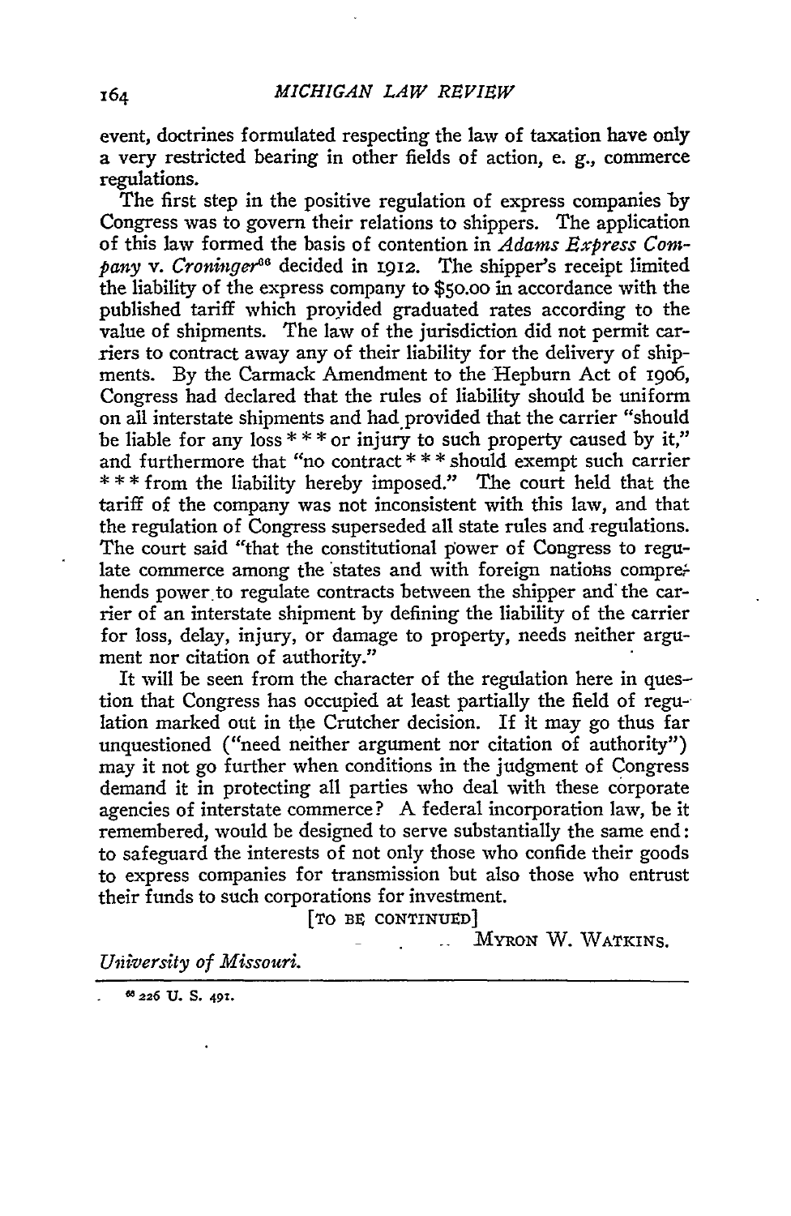event, doctrines formulated respecting the law of taxation have only a very restricted bearing in other fields of action, e. g., commerce regulations.

The first step in the positive regulation of express companies by Congress was to govern their relations to shippers. The application of this law formed the basis of contention in *Adams Express Company* v. *Croninger*[66] decided in 1912. The shipper's receipt limited the liability of the express company to $50.00 in accordance with the published tariff which provided graduated rates according to the value of shipments. The law of the jurisdiction did not permit carriers to contract away any of their liability for the delivery of shipments. By the Carmack Amendment to the Hepburn Act of 1906, Congress had declared that the rules of liability should be uniform on all interstate shipments and had provided that the carrier "should be liable for any loss * * * or injury to such property caused by it," and furthermore that "no contract * * * should exempt such carrier * * * from the liability hereby imposed." The court held that the tariff of the company was not inconsistent with this law, and that the regulation of Congress superseded all state rules and regulations. The court said "that the constitutional power of Congress to regulate commerce among the states and with foreign nations comprehends power to regulate contracts between the shipper and the carrier of an interstate shipment by defining the liability of the carrier for loss, delay, injury, or damage to property, needs neither argument nor citation of authority."

It will be seen from the character of the regulation here in question that Congress has occupied at least partially the field of regulation marked out in the Crutcher decision. If it may go thus far unquestioned ("need neither argument nor citation of authority") may it not go further when conditions in the judgment of Congress demand it in protecting all parties who deal with these corporate agencies of interstate commerce? A federal incorporation law, be it remembered, would be designed to serve substantially the same end: to safeguard the interests of not only those who confide their goods to express companies for transmission but also those who entrust their funds to such corporations for investment.

[TO BE CONTINUED]

MYRON W. WATKINS.

*University of Missouri.*

---

[66] 226 U. S. 491.